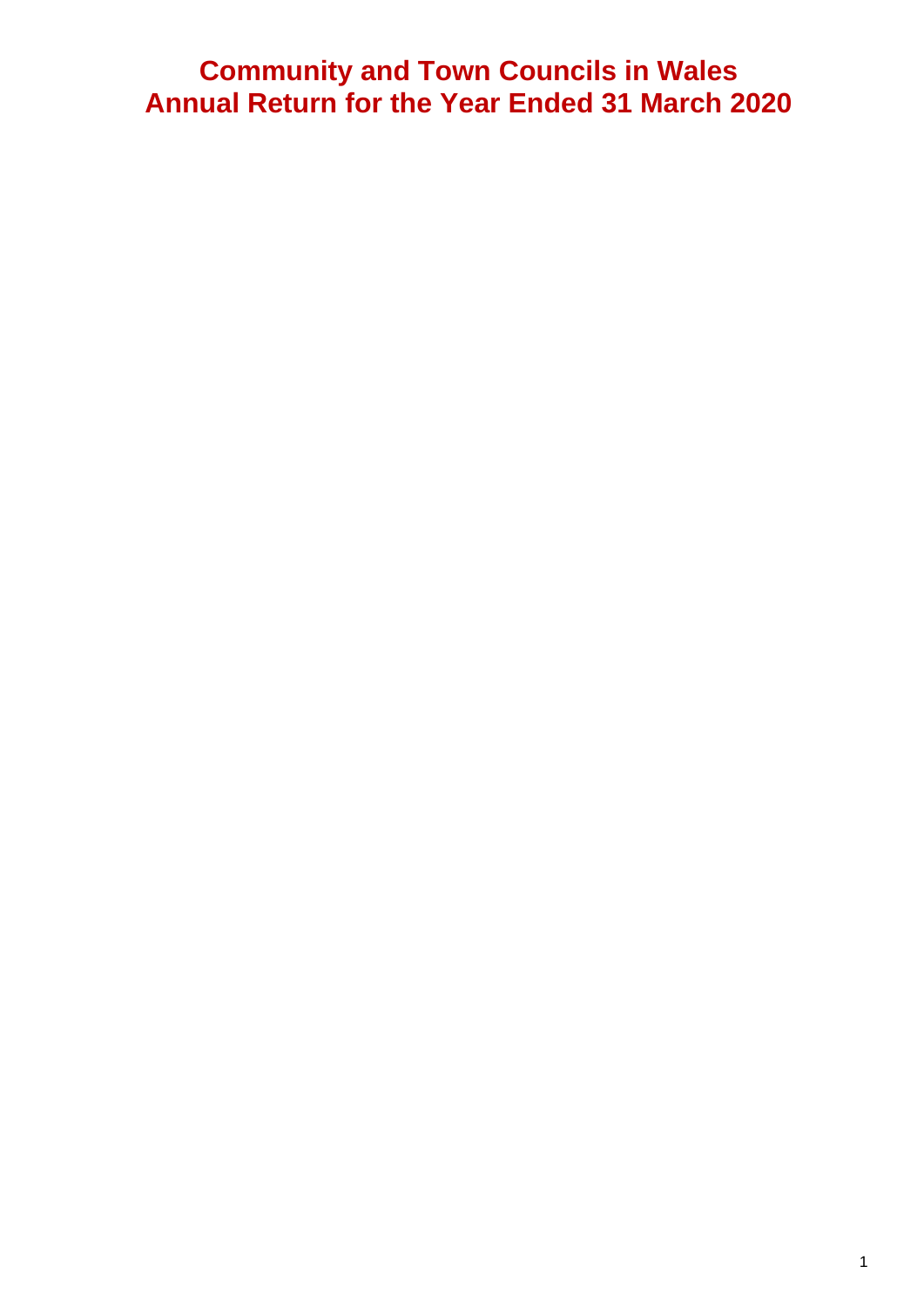# Community and Town Councils in Wales
# Annual Return for the Year Ended 31 March 2020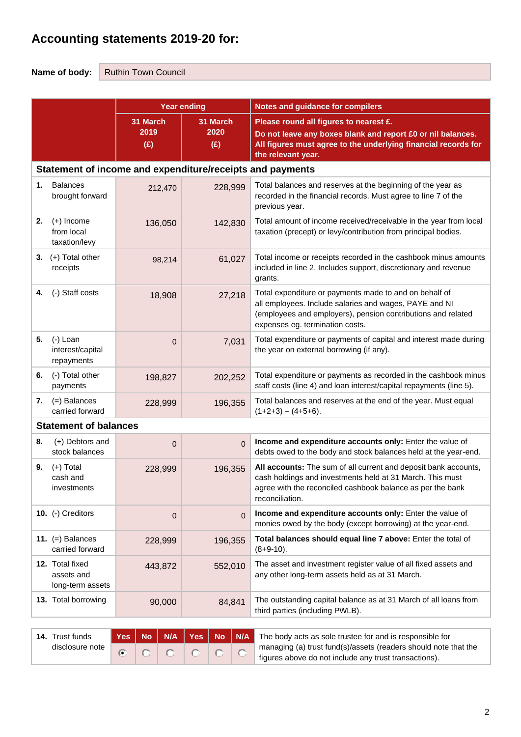# Accounting statements 2019-20 for:

**Name of body:** Ruthin Town Council

| | Year ending 31 March 2019 (£) | Year ending 31 March 2020 (£) | Notes and guidance for compilers |
|---|---|---|---|
| | | | **Please round all figures to nearest £. Do not leave any boxes blank and report £0 or nil balances. All figures must agree to the underlying financial records for the relevant year.** |
| **Statement of income and expenditure/receipts and payments** | | | |
| **1.** Balances brought forward | 212,470 | 228,999 | Total balances and reserves at the beginning of the year as recorded in the financial records. Must agree to line 7 of the previous year. |
| **2.** (+) Income from local taxation/levy | 136,050 | 142,830 | Total amount of income received/receivable in the year from local taxation (precept) or levy/contribution from principal bodies. |
| **3.** (+) Total other receipts | 98,214 | 61,027 | Total income or receipts recorded in the cashbook minus amounts included in line 2. Includes support, discretionary and revenue grants. |
| **4.** (-) Staff costs | 18,908 | 27,218 | Total expenditure or payments made to and on behalf of all employees. Include salaries and wages, PAYE and NI (employees and employers), pension contributions and related expenses eg. termination costs. |
| **5.** (-) Loan interest/capital repayments | 0 | 7,031 | Total expenditure or payments of capital and interest made during the year on external borrowing (if any). |
| **6.** (-) Total other payments | 198,827 | 202,252 | Total expenditure or payments as recorded in the cashbook minus staff costs (line 4) and loan interest/capital repayments (line 5). |
| **7.** (=) Balances carried forward | 228,999 | 196,355 | Total balances and reserves at the end of the year. Must equal (1+2+3) – (4+5+6). |
| **Statement of balances** | | | |
| **8.** (+) Debtors and stock balances | 0 | 0 | **Income and expenditure accounts only:** Enter the value of debts owed to the body and stock balances held at the year-end. |
| **9.** (+) Total cash and investments | 228,999 | 196,355 | **All accounts:** The sum of all current and deposit bank accounts, cash holdings and investments held at 31 March. This must agree with the reconciled cashbook balance as per the bank reconciliation. |
| **10.** (-) Creditors | 0 | 0 | **Income and expenditure accounts only:** Enter the value of monies owed by the body (except borrowing) at the year-end. |
| **11.** (=) Balances carried forward | 228,999 | 196,355 | **Total balances should equal line 7 above:** Enter the total of (8+9-10). |
| **12.** Total fixed assets and long-term assets | 443,872 | 552,010 | The asset and investment register value of all fixed assets and any other long-term assets held as at 31 March. |
| **13.** Total borrowing | 90,000 | 84,841 | The outstanding capital balance as at 31 March of all loans from third parties (including PWLB). |

| | Yes | No | N/A | Yes | No | N/A | |
|---|---|---|---|---|---|---|---|
| **14.** Trust funds disclosure note | ● | ○ | ○ | ○ | ○ | ○ | The body acts as sole trustee for and is responsible for managing (a) trust fund(s)/assets (readers should note that the figures above do not include any trust transactions). |